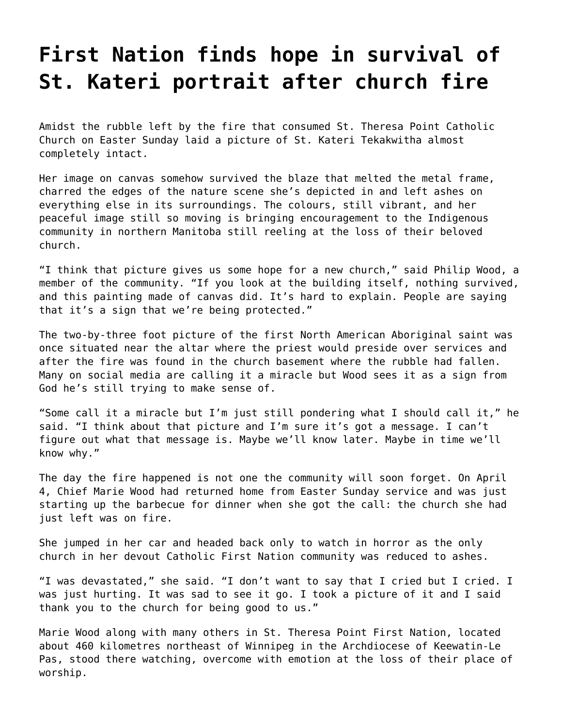# First Nation finds hope in survival of St. Kateri portrait after church fire

Amidst the rubble left by the fire that consumed St. Theresa Point Catholic Church on Easter Sunday laid a picture of St. Kateri Tekakwitha almost completely intact.

Her image on canvas somehow survived the blaze that melted the metal frame, charred the edges of the nature scene she's depicted in and left ashes on everything else in its surroundings. The colours, still vibrant, and her peaceful image still so moving is bringing encouragement to the Indigenous community in northern Manitoba still reeling at the loss of their beloved church.

"I think that picture gives us some hope for a new church," said Philip Wood, a member of the community. "If you look at the building itself, nothing survived, and this painting made of canvas did. It's hard to explain. People are saying that it's a sign that we're being protected."

The two-by-three foot picture of the first North American Aboriginal saint was once situated near the altar where the priest would preside over services and after the fire was found in the church basement where the rubble had fallen. Many on social media are calling it a miracle but Wood sees it as a sign from God he's still trying to make sense of.

"Some call it a miracle but I'm just still pondering what I should call it," he said. "I think about that picture and I'm sure it's got a message. I can't figure out what that message is. Maybe we'll know later. Maybe in time we'll know why."

The day the fire happened is not one the community will soon forget. On April 4, Chief Marie Wood had returned home from Easter Sunday service and was just starting up the barbecue for dinner when she got the call: the church she had just left was on fire.

She jumped in her car and headed back only to watch in horror as the only church in her devout Catholic First Nation community was reduced to ashes.

"I was devastated," she said. "I don't want to say that I cried but I cried. I was just hurting. It was sad to see it go. I took a picture of it and I said thank you to the church for being good to us."

Marie Wood along with many others in St. Theresa Point First Nation, located about 460 kilometres northeast of Winnipeg in the Archdiocese of Keewatin-Le Pas, stood there watching, overcome with emotion at the loss of their place of worship.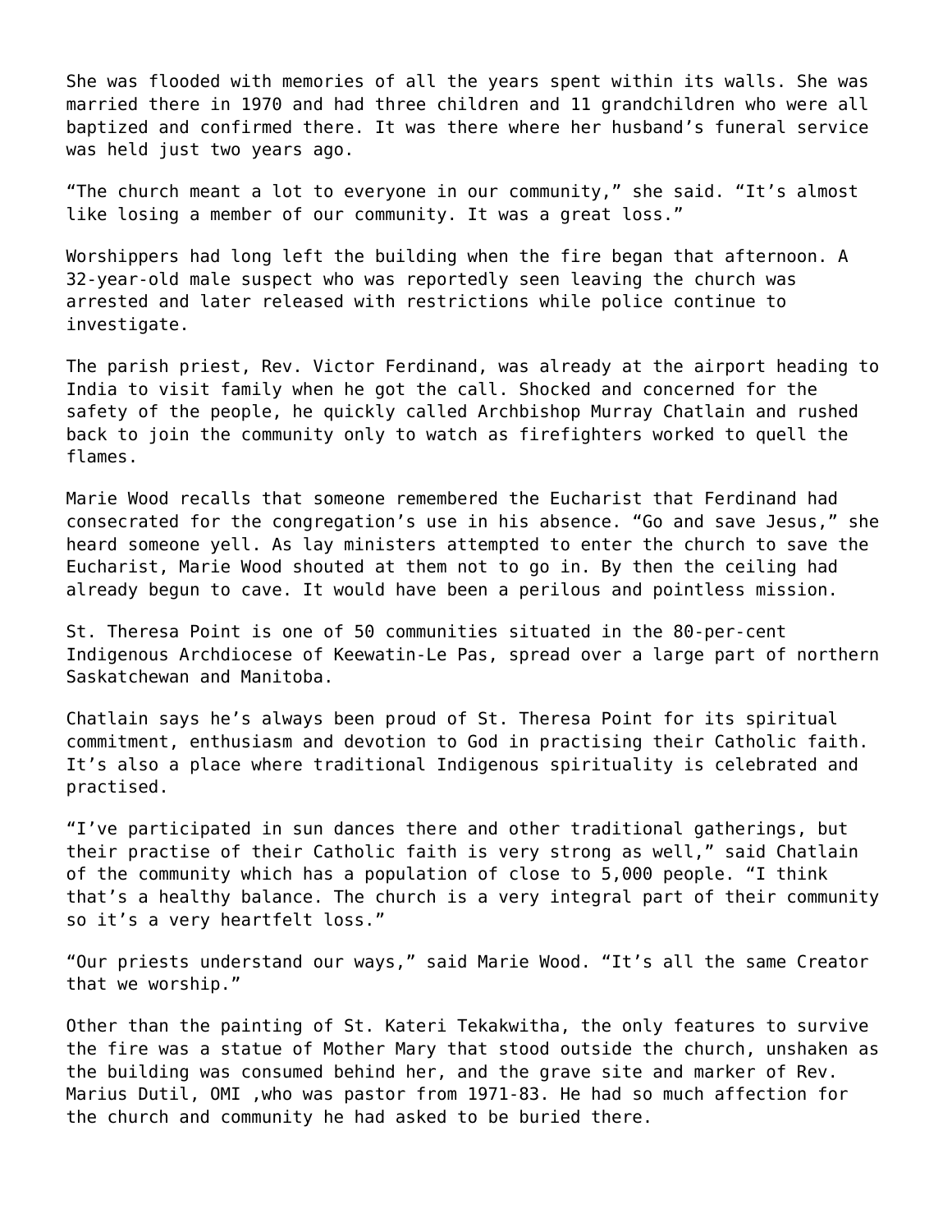She was flooded with memories of all the years spent within its walls. She was married there in 1970 and had three children and 11 grandchildren who were all baptized and confirmed there. It was there where her husband's funeral service was held just two years ago.

"The church meant a lot to everyone in our community," she said. "It's almost like losing a member of our community. It was a great loss."

Worshippers had long left the building when the fire began that afternoon. A 32-year-old male suspect who was reportedly seen leaving the church was arrested and later released with restrictions while police continue to investigate.

The parish priest, Rev. Victor Ferdinand, was already at the airport heading to India to visit family when he got the call. Shocked and concerned for the safety of the people, he quickly called Archbishop Murray Chatlain and rushed back to join the community only to watch as firefighters worked to quell the flames.

Marie Wood recalls that someone remembered the Eucharist that Ferdinand had consecrated for the congregation's use in his absence. "Go and save Jesus," she heard someone yell. As lay ministers attempted to enter the church to save the Eucharist, Marie Wood shouted at them not to go in. By then the ceiling had already begun to cave. It would have been a perilous and pointless mission.

St. Theresa Point is one of 50 communities situated in the 80-per-cent Indigenous Archdiocese of Keewatin-Le Pas, spread over a large part of northern Saskatchewan and Manitoba.

Chatlain says he's always been proud of St. Theresa Point for its spiritual commitment, enthusiasm and devotion to God in practising their Catholic faith. It's also a place where traditional Indigenous spirituality is celebrated and practised.

"I've participated in sun dances there and other traditional gatherings, but their practise of their Catholic faith is very strong as well," said Chatlain of the community which has a population of close to 5,000 people. "I think that's a healthy balance. The church is a very integral part of their community so it's a very heartfelt loss."

"Our priests understand our ways," said Marie Wood. "It's all the same Creator that we worship."

Other than the painting of St. Kateri Tekakwitha, the only features to survive the fire was a statue of Mother Mary that stood outside the church, unshaken as the building was consumed behind her, and the grave site and marker of Rev. Marius Dutil, OMI ,who was pastor from 1971-83. He had so much affection for the church and community he had asked to be buried there.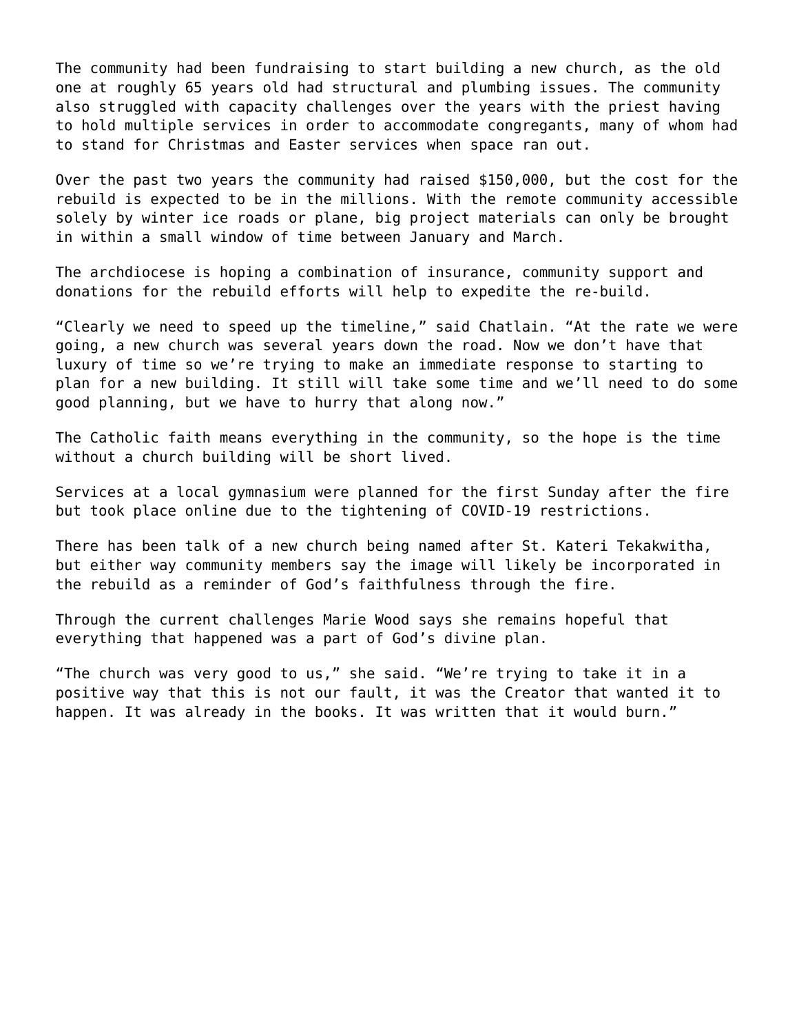The community had been fundraising to start building a new church, as the old one at roughly 65 years old had structural and plumbing issues. The community also struggled with capacity challenges over the years with the priest having to hold multiple services in order to accommodate congregants, many of whom had to stand for Christmas and Easter services when space ran out.

Over the past two years the community had raised $150,000, but the cost for the rebuild is expected to be in the millions. With the remote community accessible solely by winter ice roads or plane, big project materials can only be brought in within a small window of time between January and March.

The archdiocese is hoping a combination of insurance, community support and donations for the rebuild efforts will help to expedite the re-build.

“Clearly we need to speed up the timeline,” said Chatlain. “At the rate we were going, a new church was several years down the road. Now we don’t have that luxury of time so we’re trying to make an immediate response to starting to plan for a new building. It still will take some time and we’ll need to do some good planning, but we have to hurry that along now.”

The Catholic faith means everything in the community, so the hope is the time without a church building will be short lived.

Services at a local gymnasium were planned for the first Sunday after the fire but took place online due to the tightening of COVID-19 restrictions.

There has been talk of a new church being named after St. Kateri Tekakwitha, but either way community members say the image will likely be incorporated in the rebuild as a reminder of God’s faithfulness through the fire.

Through the current challenges Marie Wood says she remains hopeful that everything that happened was a part of God’s divine plan.

“The church was very good to us,” she said. “We’re trying to take it in a positive way that this is not our fault, it was the Creator that wanted it to happen. It was already in the books. It was written that it would burn.”